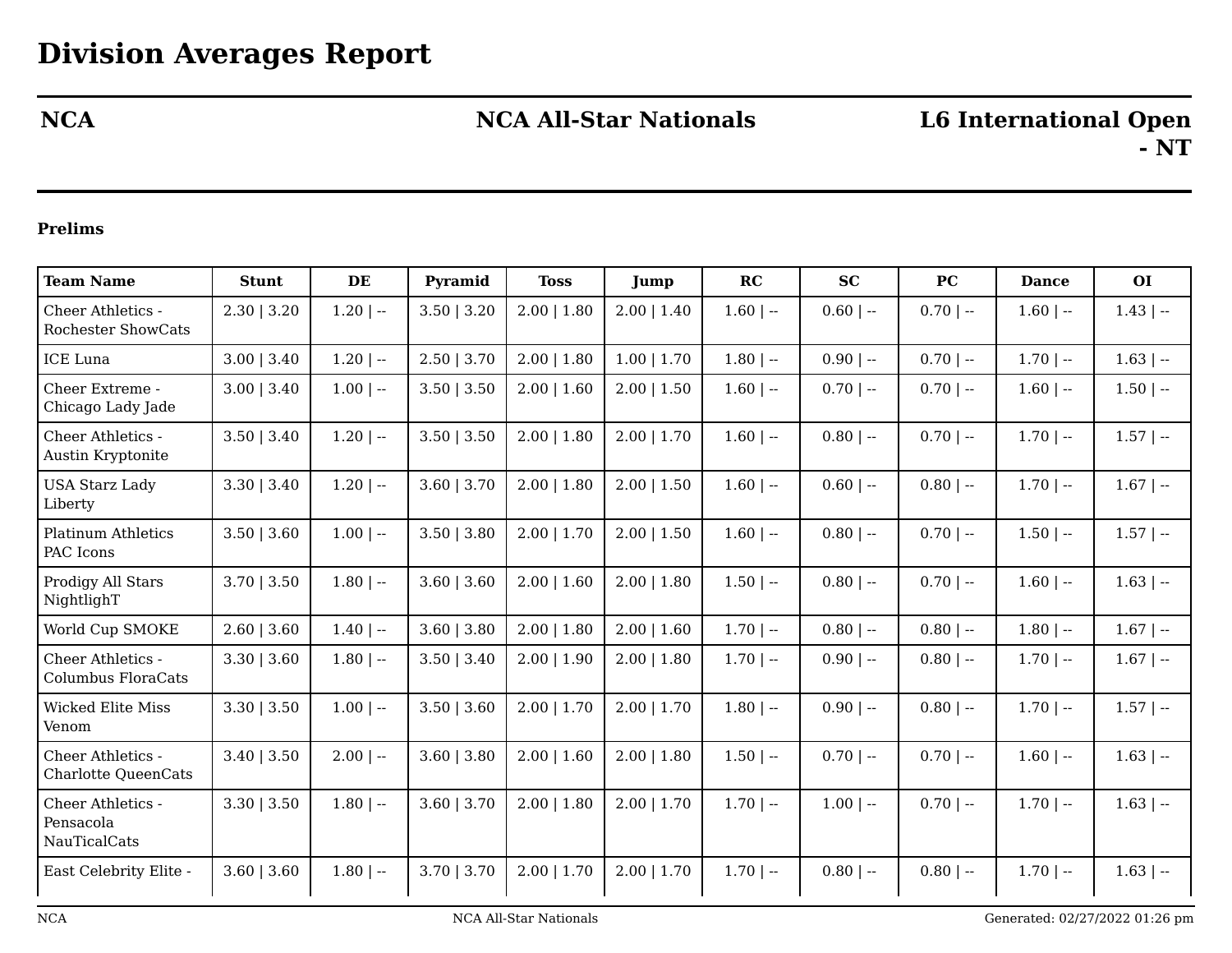# Division Averages Report

| NCA | NCA All-Star Nationals | L6 International Open - NT |
|---|---|---|

**Prelims**

| Team Name | Stunt | DE | Pyramid | Toss | Jump | RC | SC | PC | Dance | OI |
|---|---|---|---|---|---|---|---|---|---|---|
| Cheer Athletics - Rochester ShowCats | 2.30 \| 3.20 | 1.20 \| -- | 3.50 \| 3.20 | 2.00 \| 1.80 | 2.00 \| 1.40 | 1.60 \| -- | 0.60 \| -- | 0.70 \| -- | 1.60 \| -- | 1.43 \| -- |
| ICE Luna | 3.00 \| 3.40 | 1.20 \| -- | 2.50 \| 3.70 | 2.00 \| 1.80 | 1.00 \| 1.70 | 1.80 \| -- | 0.90 \| -- | 0.70 \| -- | 1.70 \| -- | 1.63 \| -- |
| Cheer Extreme - Chicago Lady Jade | 3.00 \| 3.40 | 1.00 \| -- | 3.50 \| 3.50 | 2.00 \| 1.60 | 2.00 \| 1.50 | 1.60 \| -- | 0.70 \| -- | 0.70 \| -- | 1.60 \| -- | 1.50 \| -- |
| Cheer Athletics - Austin Kryptonite | 3.50 \| 3.40 | 1.20 \| -- | 3.50 \| 3.50 | 2.00 \| 1.80 | 2.00 \| 1.70 | 1.60 \| -- | 0.80 \| -- | 0.70 \| -- | 1.70 \| -- | 1.57 \| -- |
| USA Starz Lady Liberty | 3.30 \| 3.40 | 1.20 \| -- | 3.60 \| 3.70 | 2.00 \| 1.80 | 2.00 \| 1.50 | 1.60 \| -- | 0.60 \| -- | 0.80 \| -- | 1.70 \| -- | 1.67 \| -- |
| Platinum Athletics PAC Icons | 3.50 \| 3.60 | 1.00 \| -- | 3.50 \| 3.80 | 2.00 \| 1.70 | 2.00 \| 1.50 | 1.60 \| -- | 0.80 \| -- | 0.70 \| -- | 1.50 \| -- | 1.57 \| -- |
| Prodigy All Stars NightligһT | 3.70 \| 3.50 | 1.80 \| -- | 3.60 \| 3.60 | 2.00 \| 1.60 | 2.00 \| 1.80 | 1.50 \| -- | 0.80 \| -- | 0.70 \| -- | 1.60 \| -- | 1.63 \| -- |
| World Cup SMOKE | 2.60 \| 3.60 | 1.40 \| -- | 3.60 \| 3.80 | 2.00 \| 1.80 | 2.00 \| 1.60 | 1.70 \| -- | 0.80 \| -- | 0.80 \| -- | 1.80 \| -- | 1.67 \| -- |
| Cheer Athletics - Columbus FloraCats | 3.30 \| 3.60 | 1.80 \| -- | 3.50 \| 3.40 | 2.00 \| 1.90 | 2.00 \| 1.80 | 1.70 \| -- | 0.90 \| -- | 0.80 \| -- | 1.70 \| -- | 1.67 \| -- |
| Wicked Elite Miss Venom | 3.30 \| 3.50 | 1.00 \| -- | 3.50 \| 3.60 | 2.00 \| 1.70 | 2.00 \| 1.70 | 1.80 \| -- | 0.90 \| -- | 0.80 \| -- | 1.70 \| -- | 1.57 \| -- |
| Cheer Athletics - Charlotte QueenCats | 3.40 \| 3.50 | 2.00 \| -- | 3.60 \| 3.80 | 2.00 \| 1.60 | 2.00 \| 1.80 | 1.50 \| -- | 0.70 \| -- | 0.70 \| -- | 1.60 \| -- | 1.63 \| -- |
| Cheer Athletics - Pensacola NauTicalCats | 3.30 \| 3.50 | 1.80 \| -- | 3.60 \| 3.70 | 2.00 \| 1.80 | 2.00 \| 1.70 | 1.70 \| -- | 1.00 \| -- | 0.70 \| -- | 1.70 \| -- | 1.63 \| -- |
| East Celebrity Elite - | 3.60 \| 3.60 | 1.80 \| -- | 3.70 \| 3.70 | 2.00 \| 1.70 | 2.00 \| 1.70 | 1.70 \| -- | 0.80 \| -- | 0.80 \| -- | 1.70 \| -- | 1.63 \| -- |

Generated: 02/27/2022 01:26 pm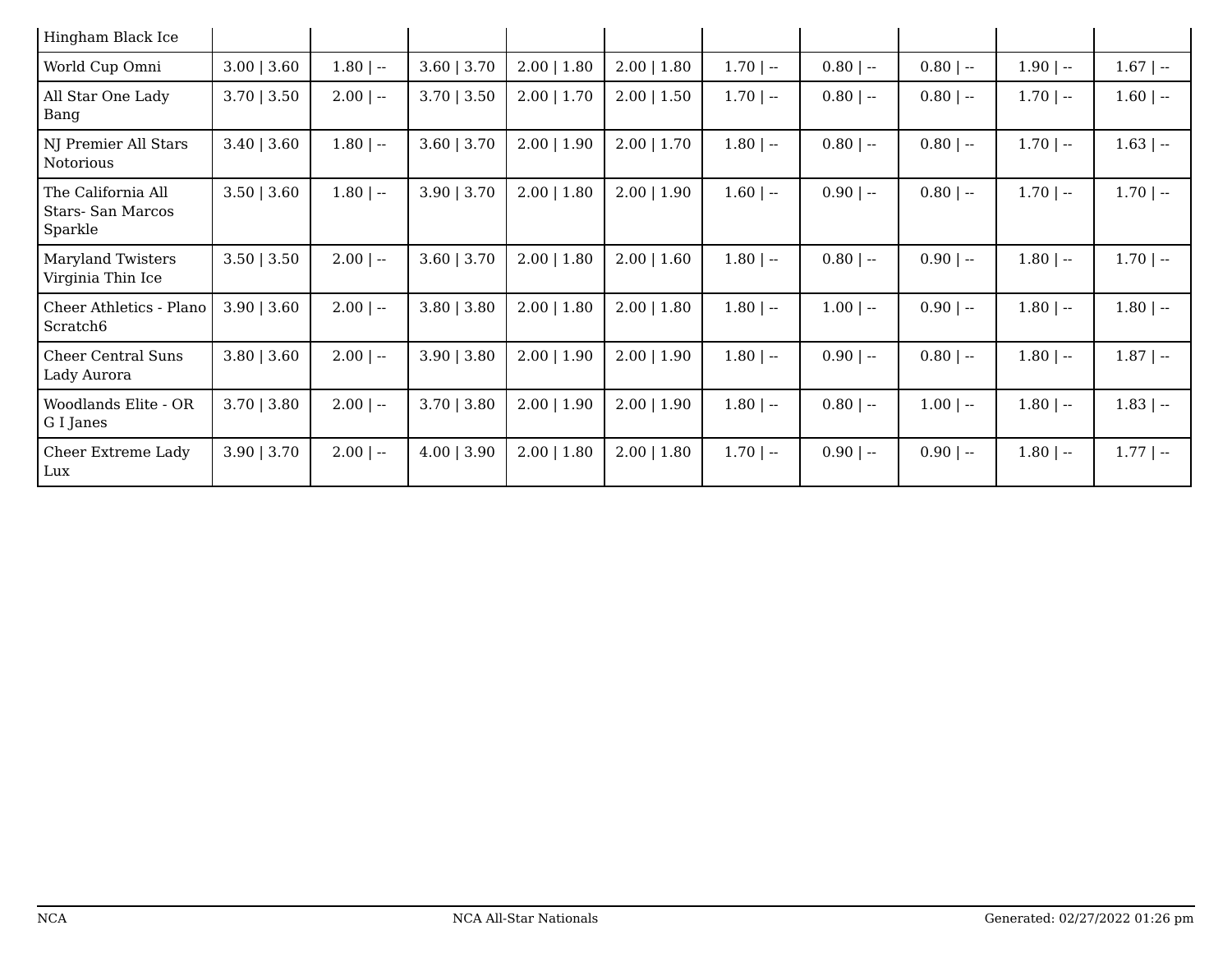| | | | | | | | | | | |
|---|---|---|---|---|---|---|---|---|---|---|
| Hingham Black Ice | | | | | | | | | | |
| World Cup Omni | 3.00 \| 3.60 | 1.80 \| -- | 3.60 \| 3.70 | 2.00 \| 1.80 | 2.00 \| 1.80 | 1.70 \| -- | 0.80 \| -- | 0.80 \| -- | 1.90 \| -- | 1.67 \| -- |
| All Star One Lady Bang | 3.70 \| 3.50 | 2.00 \| -- | 3.70 \| 3.50 | 2.00 \| 1.70 | 2.00 \| 1.50 | 1.70 \| -- | 0.80 \| -- | 0.80 \| -- | 1.70 \| -- | 1.60 \| -- |
| NJ Premier All Stars Notorious | 3.40 \| 3.60 | 1.80 \| -- | 3.60 \| 3.70 | 2.00 \| 1.90 | 2.00 \| 1.70 | 1.80 \| -- | 0.80 \| -- | 0.80 \| -- | 1.70 \| -- | 1.63 \| -- |
| The California All Stars- San Marcos Sparkle | 3.50 \| 3.60 | 1.80 \| -- | 3.90 \| 3.70 | 2.00 \| 1.80 | 2.00 \| 1.90 | 1.60 \| -- | 0.90 \| -- | 0.80 \| -- | 1.70 \| -- | 1.70 \| -- |
| Maryland Twisters Virginia Thin Ice | 3.50 \| 3.50 | 2.00 \| -- | 3.60 \| 3.70 | 2.00 \| 1.80 | 2.00 \| 1.60 | 1.80 \| -- | 0.80 \| -- | 0.90 \| -- | 1.80 \| -- | 1.70 \| -- |
| Cheer Athletics - Plano Scratch6 | 3.90 \| 3.60 | 2.00 \| -- | 3.80 \| 3.80 | 2.00 \| 1.80 | 2.00 \| 1.80 | 1.80 \| -- | 1.00 \| -- | 0.90 \| -- | 1.80 \| -- | 1.80 \| -- |
| Cheer Central Suns Lady Aurora | 3.80 \| 3.60 | 2.00 \| -- | 3.90 \| 3.80 | 2.00 \| 1.90 | 2.00 \| 1.90 | 1.80 \| -- | 0.90 \| -- | 0.80 \| -- | 1.80 \| -- | 1.87 \| -- |
| Woodlands Elite - OR G I Janes | 3.70 \| 3.80 | 2.00 \| -- | 3.70 \| 3.80 | 2.00 \| 1.90 | 2.00 \| 1.90 | 1.80 \| -- | 0.80 \| -- | 1.00 \| -- | 1.80 \| -- | 1.83 \| -- |
| Cheer Extreme Lady Lux | 3.90 \| 3.70 | 2.00 \| -- | 4.00 \| 3.90 | 2.00 \| 1.80 | 2.00 \| 1.80 | 1.70 \| -- | 0.90 \| -- | 0.90 \| -- | 1.80 \| -- | 1.77 \| -- |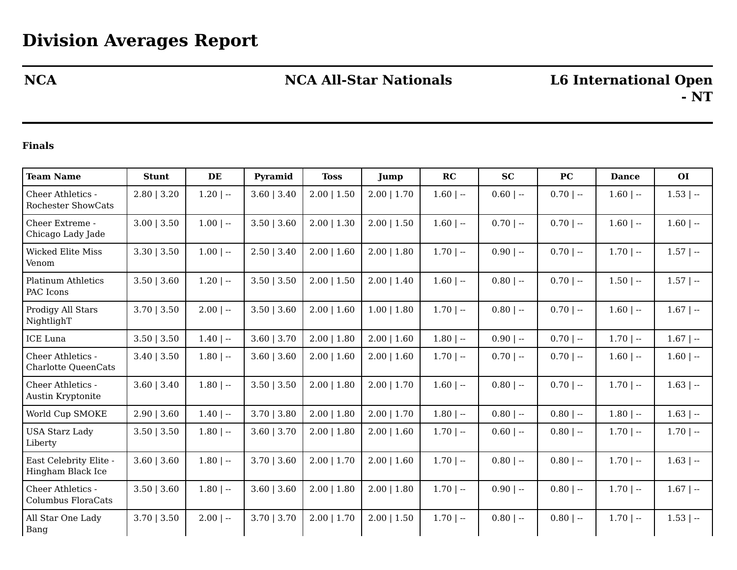# Division Averages Report

| NCA | NCA All-Star Nationals | L6 International Open - NT |
|---|---|---|

**Finals**

| Team Name | Stunt | DE | Pyramid | Toss | Jump | RC | SC | PC | Dance | OI |
|---|---|---|---|---|---|---|---|---|---|---|
| Cheer Athletics - Rochester ShowCats | 2.80 \| 3.20 | 1.20 \| -- | 3.60 \| 3.40 | 2.00 \| 1.50 | 2.00 \| 1.70 | 1.60 \| -- | 0.60 \| -- | 0.70 \| -- | 1.60 \| -- | 1.53 \| -- |
| Cheer Extreme - Chicago Lady Jade | 3.00 \| 3.50 | 1.00 \| -- | 3.50 \| 3.60 | 2.00 \| 1.30 | 2.00 \| 1.50 | 1.60 \| -- | 0.70 \| -- | 0.70 \| -- | 1.60 \| -- | 1.60 \| -- |
| Wicked Elite Miss Venom | 3.30 \| 3.50 | 1.00 \| -- | 2.50 \| 3.40 | 2.00 \| 1.60 | 2.00 \| 1.80 | 1.70 \| -- | 0.90 \| -- | 0.70 \| -- | 1.70 \| -- | 1.57 \| -- |
| Platinum Athletics PAC Icons | 3.50 \| 3.60 | 1.20 \| -- | 3.50 \| 3.50 | 2.00 \| 1.50 | 2.00 \| 1.40 | 1.60 \| -- | 0.80 \| -- | 0.70 \| -- | 1.50 \| -- | 1.57 \| -- |
| Prodigy All Stars NightligT | 3.70 \| 3.50 | 2.00 \| -- | 3.50 \| 3.60 | 2.00 \| 1.60 | 1.00 \| 1.80 | 1.70 \| -- | 0.80 \| -- | 0.70 \| -- | 1.60 \| -- | 1.67 \| -- |
| ICE Luna | 3.50 \| 3.50 | 1.40 \| -- | 3.60 \| 3.70 | 2.00 \| 1.80 | 2.00 \| 1.60 | 1.80 \| -- | 0.90 \| -- | 0.70 \| -- | 1.70 \| -- | 1.67 \| -- |
| Cheer Athletics - Charlotte QueenCats | 3.40 \| 3.50 | 1.80 \| -- | 3.60 \| 3.60 | 2.00 \| 1.60 | 2.00 \| 1.60 | 1.70 \| -- | 0.70 \| -- | 0.70 \| -- | 1.60 \| -- | 1.60 \| -- |
| Cheer Athletics - Austin Kryptonite | 3.60 \| 3.40 | 1.80 \| -- | 3.50 \| 3.50 | 2.00 \| 1.80 | 2.00 \| 1.70 | 1.60 \| -- | 0.80 \| -- | 0.70 \| -- | 1.70 \| -- | 1.63 \| -- |
| World Cup SMOKE | 2.90 \| 3.60 | 1.40 \| -- | 3.70 \| 3.80 | 2.00 \| 1.80 | 2.00 \| 1.70 | 1.80 \| -- | 0.80 \| -- | 0.80 \| -- | 1.80 \| -- | 1.63 \| -- |
| USA Starz Lady Liberty | 3.50 \| 3.50 | 1.80 \| -- | 3.60 \| 3.70 | 2.00 \| 1.80 | 2.00 \| 1.60 | 1.70 \| -- | 0.60 \| -- | 0.80 \| -- | 1.70 \| -- | 1.70 \| -- |
| East Celebrity Elite - Hingham Black Ice | 3.60 \| 3.60 | 1.80 \| -- | 3.70 \| 3.60 | 2.00 \| 1.70 | 2.00 \| 1.60 | 1.70 \| -- | 0.80 \| -- | 0.80 \| -- | 1.70 \| -- | 1.63 \| -- |
| Cheer Athletics - Columbus FloraCats | 3.50 \| 3.60 | 1.80 \| -- | 3.60 \| 3.60 | 2.00 \| 1.80 | 2.00 \| 1.80 | 1.70 \| -- | 0.90 \| -- | 0.80 \| -- | 1.70 \| -- | 1.67 \| -- |
| All Star One Lady Bang | 3.70 \| 3.50 | 2.00 \| -- | 3.70 \| 3.70 | 2.00 \| 1.70 | 2.00 \| 1.50 | 1.70 \| -- | 0.80 \| -- | 0.80 \| -- | 1.70 \| -- | 1.53 \| -- |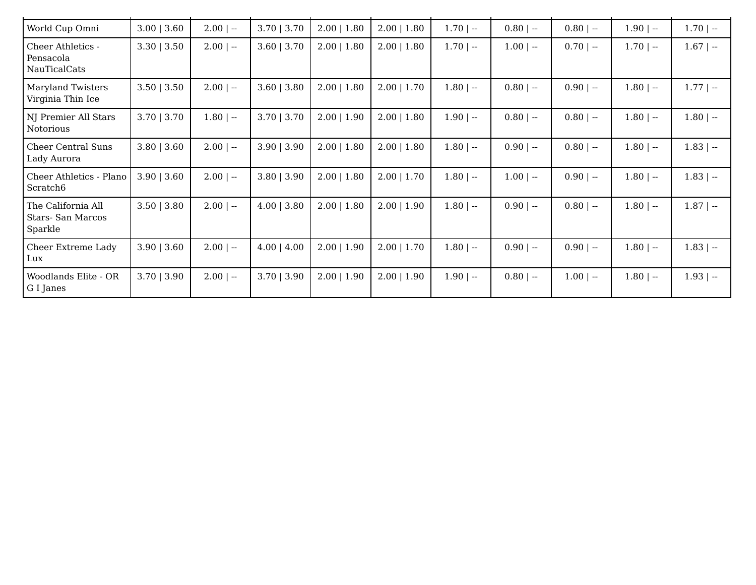| | | | | | | | | | | |
|---|---|---|---|---|---|---|---|---|---|---|
| World Cup Omni | 3.00 \| 3.60 | 2.00 \| -- | 3.70 \| 3.70 | 2.00 \| 1.80 | 2.00 \| 1.80 | 1.70 \| -- | 0.80 \| -- | 0.80 \| -- | 1.90 \| -- | 1.70 \| -- |
| Cheer Athletics - Pensacola NauTicalCats | 3.30 \| 3.50 | 2.00 \| -- | 3.60 \| 3.70 | 2.00 \| 1.80 | 2.00 \| 1.80 | 1.70 \| -- | 1.00 \| -- | 0.70 \| -- | 1.70 \| -- | 1.67 \| -- |
| Maryland Twisters Virginia Thin Ice | 3.50 \| 3.50 | 2.00 \| -- | 3.60 \| 3.80 | 2.00 \| 1.80 | 2.00 \| 1.70 | 1.80 \| -- | 0.80 \| -- | 0.90 \| -- | 1.80 \| -- | 1.77 \| -- |
| NJ Premier All Stars Notorious | 3.70 \| 3.70 | 1.80 \| -- | 3.70 \| 3.70 | 2.00 \| 1.90 | 2.00 \| 1.80 | 1.90 \| -- | 0.80 \| -- | 0.80 \| -- | 1.80 \| -- | 1.80 \| -- |
| Cheer Central Suns Lady Aurora | 3.80 \| 3.60 | 2.00 \| -- | 3.90 \| 3.90 | 2.00 \| 1.80 | 2.00 \| 1.80 | 1.80 \| -- | 0.90 \| -- | 0.80 \| -- | 1.80 \| -- | 1.83 \| -- |
| Cheer Athletics - Plano Scratch6 | 3.90 \| 3.60 | 2.00 \| -- | 3.80 \| 3.90 | 2.00 \| 1.80 | 2.00 \| 1.70 | 1.80 \| -- | 1.00 \| -- | 0.90 \| -- | 1.80 \| -- | 1.83 \| -- |
| The California All Stars- San Marcos Sparkle | 3.50 \| 3.80 | 2.00 \| -- | 4.00 \| 3.80 | 2.00 \| 1.80 | 2.00 \| 1.90 | 1.80 \| -- | 0.90 \| -- | 0.80 \| -- | 1.80 \| -- | 1.87 \| -- |
| Cheer Extreme Lady Lux | 3.90 \| 3.60 | 2.00 \| -- | 4.00 \| 4.00 | 2.00 \| 1.90 | 2.00 \| 1.70 | 1.80 \| -- | 0.90 \| -- | 0.90 \| -- | 1.80 \| -- | 1.83 \| -- |
| Woodlands Elite - OR G I Janes | 3.70 \| 3.90 | 2.00 \| -- | 3.70 \| 3.90 | 2.00 \| 1.90 | 2.00 \| 1.90 | 1.90 \| -- | 0.80 \| -- | 1.00 \| -- | 1.80 \| -- | 1.93 \| -- |